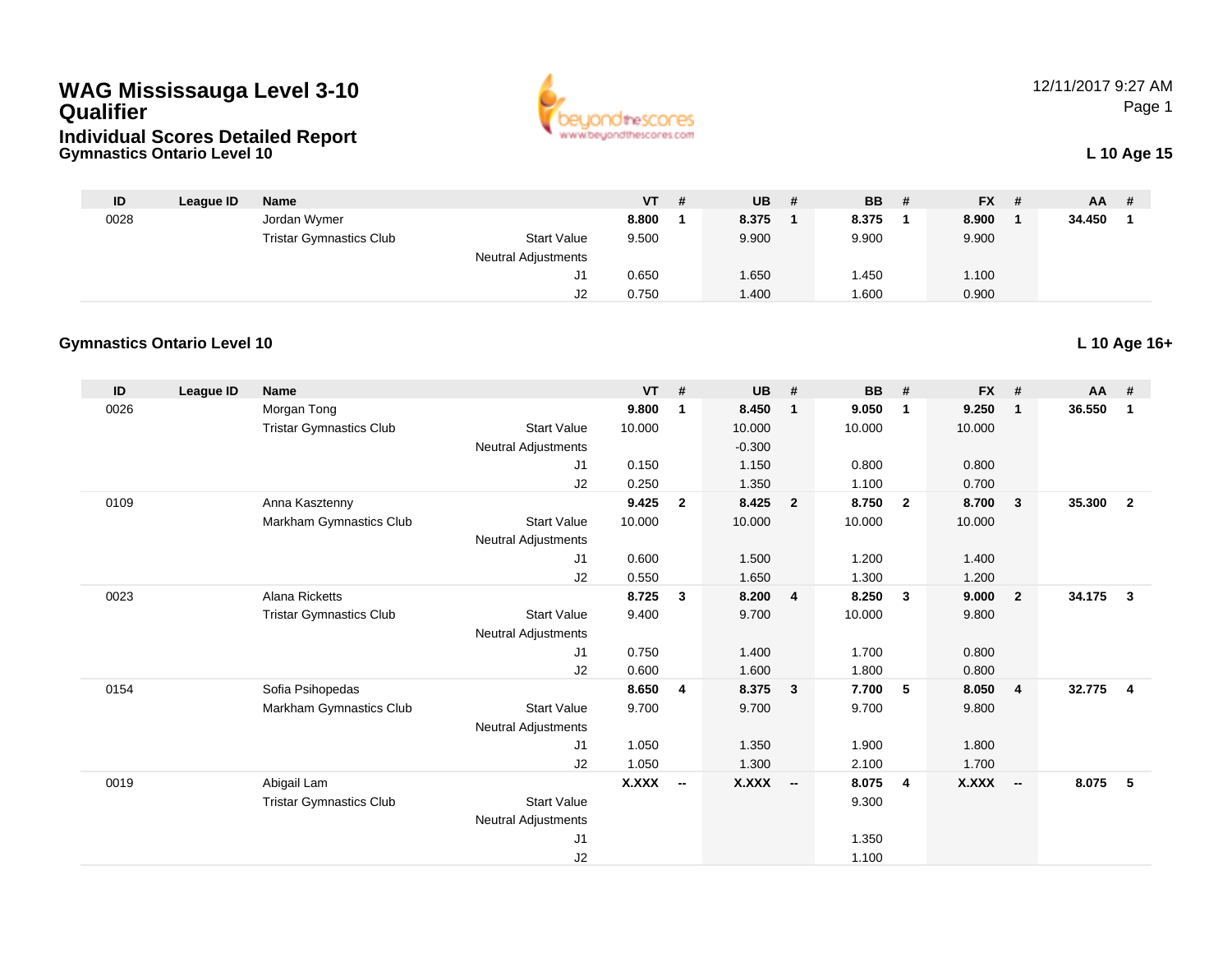# WAG Mississauga Level 3-10 Qualifier

## Individual Scores Detailed Report

### Gymnastics Ontario Level 10

12/11/2017 9:27 AM

**L 10 Age 15**

| ID | League ID | Name | | VT | # | UB | # | BB | # | FX | # | AA | # |
|---|---|---|---|---|---|---|---|---|---|---|---|---|---|
| 0028 | | Jordan Wymer | | **8.800** | **1** | **8.375** | **1** | **8.375** | **1** | **8.900** | **1** | **34.450** | **1** |
| | | Tristar Gymnastics Club | Start Value | 9.500 | | 9.900 | | 9.900 | | 9.900 | | | |
| | | | Neutral Adjustments | | | | | | | | | | |
| | | | J1 | 0.650 | | 1.650 | | 1.450 | | 1.100 | | | |
| | | | J2 | 0.750 | | 1.400 | | 1.600 | | 0.900 | | | |

### Gymnastics Ontario Level 10

**L 10 Age 16+**

| ID | League ID | Name | | VT | # | UB | # | BB | # | FX | # | AA | # |
|---|---|---|---|---|---|---|---|---|---|---|---|---|---|
| 0026 | | Morgan Tong | | **9.800** | **1** | **8.450** | **1** | **9.050** | **1** | **9.250** | **1** | **36.550** | **1** |
| | | Tristar Gymnastics Club | Start Value | 10.000 | | 10.000 | | 10.000 | | 10.000 | | | |
| | | | Neutral Adjustments | | | -0.300 | | | | | | | |
| | | | J1 | 0.150 | | 1.150 | | 0.800 | | 0.800 | | | |
| | | | J2 | 0.250 | | 1.350 | | 1.100 | | 0.700 | | | |
| 0109 | | Anna Kasztenny | | **9.425** | **2** | **8.425** | **2** | **8.750** | **2** | **8.700** | **3** | **35.300** | **2** |
| | | Markham Gymnastics Club | Start Value | 10.000 | | 10.000 | | 10.000 | | 10.000 | | | |
| | | | Neutral Adjustments | | | | | | | | | | |
| | | | J1 | 0.600 | | 1.500 | | 1.200 | | 1.400 | | | |
| | | | J2 | 0.550 | | 1.650 | | 1.300 | | 1.200 | | | |
| 0023 | | Alana Ricketts | | **8.725** | **3** | **8.200** | **4** | **8.250** | **3** | **9.000** | **2** | **34.175** | **3** |
| | | Tristar Gymnastics Club | Start Value | 9.400 | | 9.700 | | 10.000 | | 9.800 | | | |
| | | | Neutral Adjustments | | | | | | | | | | |
| | | | J1 | 0.750 | | 1.400 | | 1.700 | | 0.800 | | | |
| | | | J2 | 0.600 | | 1.600 | | 1.800 | | 0.800 | | | |
| 0154 | | Sofia Psihopedas | | **8.650** | **4** | **8.375** | **3** | **7.700** | **5** | **8.050** | **4** | **32.775** | **4** |
| | | Markham Gymnastics Club | Start Value | 9.700 | | 9.700 | | 9.700 | | 9.800 | | | |
| | | | Neutral Adjustments | | | | | | | | | | |
| | | | J1 | 1.050 | | 1.350 | | 1.900 | | 1.800 | | | |
| | | | J2 | 1.050 | | 1.300 | | 2.100 | | 1.700 | | | |
| 0019 | | Abigail Lam | | **X.XXX** | **--** | **X.XXX** | **--** | **8.075** | **4** | **X.XXX** | **--** | **8.075** | **5** |
| | | Tristar Gymnastics Club | Start Value | | | | | 9.300 | | | | | |
| | | | Neutral Adjustments | | | | | | | | | | |
| | | | J1 | | | | | 1.350 | | | | | |
| | | | J2 | | | | | 1.100 | | | | | |